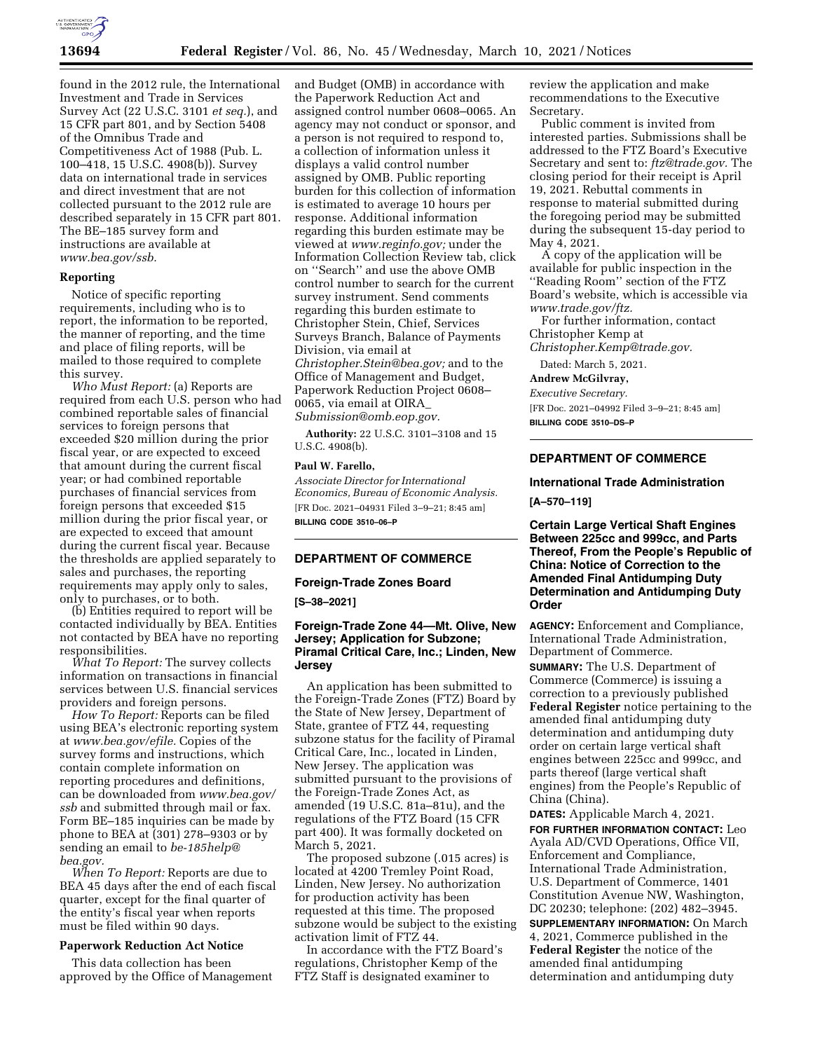found in the 2012 rule, the International Investment and Trade in Services Survey Act (22 U.S.C. 3101 *et seq.*), and 15 CFR part 801, and by Section 5408 of the Omnibus Trade and Competitiveness Act of 1988 (Pub. L. 100–418, 15 U.S.C. 4908(b)). Survey data on international trade in services and direct investment that are not collected pursuant to the 2012 rule are described separately in 15 CFR part 801. The BE–185 survey form and instructions are available at *www.bea.gov/ssb.*

### Reporting

Notice of specific reporting requirements, including who is to report, the information to be reported, the manner of reporting, and the time and place of filing reports, will be mailed to those required to complete this survey.

*Who Must Report:* (a) Reports are required from each U.S. person who had combined reportable sales of financial services to foreign persons that exceeded $20 million during the prior fiscal year, or are expected to exceed that amount during the current fiscal year; or had combined reportable purchases of financial services from foreign persons that exceeded $15 million during the prior fiscal year, or are expected to exceed that amount during the current fiscal year. Because the thresholds are applied separately to sales and purchases, the reporting requirements may apply only to sales, only to purchases, or to both.

(b) Entities required to report will be contacted individually by BEA. Entities not contacted by BEA have no reporting responsibilities.

*What To Report:* The survey collects information on transactions in financial services between U.S. financial services providers and foreign persons.

*How To Report:* Reports can be filed using BEA's electronic reporting system at *www.bea.gov/efile.* Copies of the survey forms and instructions, which contain complete information on reporting procedures and definitions, can be downloaded from *www.bea.gov/ssb* and submitted through mail or fax. Form BE–185 inquiries can be made by phone to BEA at (301) 278–9303 or by sending an email to *be-185help@bea.gov.*

*When To Report:* Reports are due to BEA 45 days after the end of each fiscal quarter, except for the final quarter of the entity's fiscal year when reports must be filed within 90 days.

### Paperwork Reduction Act Notice

This data collection has been approved by the Office of Management and Budget (OMB) in accordance with the Paperwork Reduction Act and assigned control number 0608–0065. An agency may not conduct or sponsor, and a person is not required to respond to, a collection of information unless it displays a valid control number assigned by OMB. Public reporting burden for this collection of information is estimated to average 10 hours per response. Additional information regarding this burden estimate may be viewed at *www.reginfo.gov;* under the Information Collection Review tab, click on ''Search'' and use the above OMB control number to search for the current survey instrument. Send comments regarding this burden estimate to Christopher Stein, Chief, Services Surveys Branch, Balance of Payments Division, via email at *Christopher.Stein@bea.gov;* and to the Office of Management and Budget, Paperwork Reduction Project 0608–0065, via email at *OIRA_Submission@omb.eop.gov.*

**Authority:** 22 U.S.C. 3101–3108 and 15 U.S.C. 4908(b).

**Paul W. Farello,**

*Associate Director for International Economics, Bureau of Economic Analysis.*

[FR Doc. 2021–04931 Filed 3–9–21; 8:45 am]

**BILLING CODE 3510–06–P**

---

## DEPARTMENT OF COMMERCE

### Foreign-Trade Zones Board

**[S–38–2021]**

### Foreign-Trade Zone 44—Mt. Olive, New Jersey; Application for Subzone; Piramal Critical Care, Inc.; Linden, New Jersey

An application has been submitted to the Foreign-Trade Zones (FTZ) Board by the State of New Jersey, Department of State, grantee of FTZ 44, requesting subzone status for the facility of Piramal Critical Care, Inc., located in Linden, New Jersey. The application was submitted pursuant to the provisions of the Foreign-Trade Zones Act, as amended (19 U.S.C. 81a–81u), and the regulations of the FTZ Board (15 CFR part 400). It was formally docketed on March 5, 2021.

The proposed subzone (.015 acres) is located at 4200 Tremley Point Road, Linden, New Jersey. No authorization for production activity has been requested at this time. The proposed subzone would be subject to the existing activation limit of FTZ 44.

In accordance with the FTZ Board's regulations, Christopher Kemp of the FTZ Staff is designated examiner to review the application and make recommendations to the Executive Secretary.

Public comment is invited from interested parties. Submissions shall be addressed to the FTZ Board's Executive Secretary and sent to: *ftz@trade.gov.* The closing period for their receipt is April 19, 2021. Rebuttal comments in response to material submitted during the foregoing period may be submitted during the subsequent 15-day period to May 4, 2021.

A copy of the application will be available for public inspection in the ''Reading Room'' section of the FTZ Board's website, which is accessible via *www.trade.gov/ftz.*

For further information, contact Christopher Kemp at *Christopher.Kemp@trade.gov.*

Dated: March 5, 2021.

**Andrew McGilvray,**

*Executive Secretary.*

[FR Doc. 2021–04992 Filed 3–9–21; 8:45 am]

**BILLING CODE 3510–DS–P**

---

## DEPARTMENT OF COMMERCE

### International Trade Administration

**[A–570–119]**

### Certain Large Vertical Shaft Engines Between 225cc and 999cc, and Parts Thereof, From the People's Republic of China: Notice of Correction to the Amended Final Antidumping Duty Determination and Antidumping Duty Order

**AGENCY:** Enforcement and Compliance, International Trade Administration, Department of Commerce.

**SUMMARY:** The U.S. Department of Commerce (Commerce) is issuing a correction to a previously published **Federal Register** notice pertaining to the amended final antidumping duty determination and antidumping duty order on certain large vertical shaft engines between 225cc and 999cc, and parts thereof (large vertical shaft engines) from the People's Republic of China (China).

**DATES:** Applicable March 4, 2021.

**FOR FURTHER INFORMATION CONTACT:** Leo Ayala AD/CVD Operations, Office VII, Enforcement and Compliance, International Trade Administration, U.S. Department of Commerce, 1401 Constitution Avenue NW, Washington, DC 20230; telephone: (202) 482–3945.

**SUPPLEMENTARY INFORMATION:** On March 4, 2021, Commerce published in the **Federal Register** the notice of the amended final antidumping determination and antidumping duty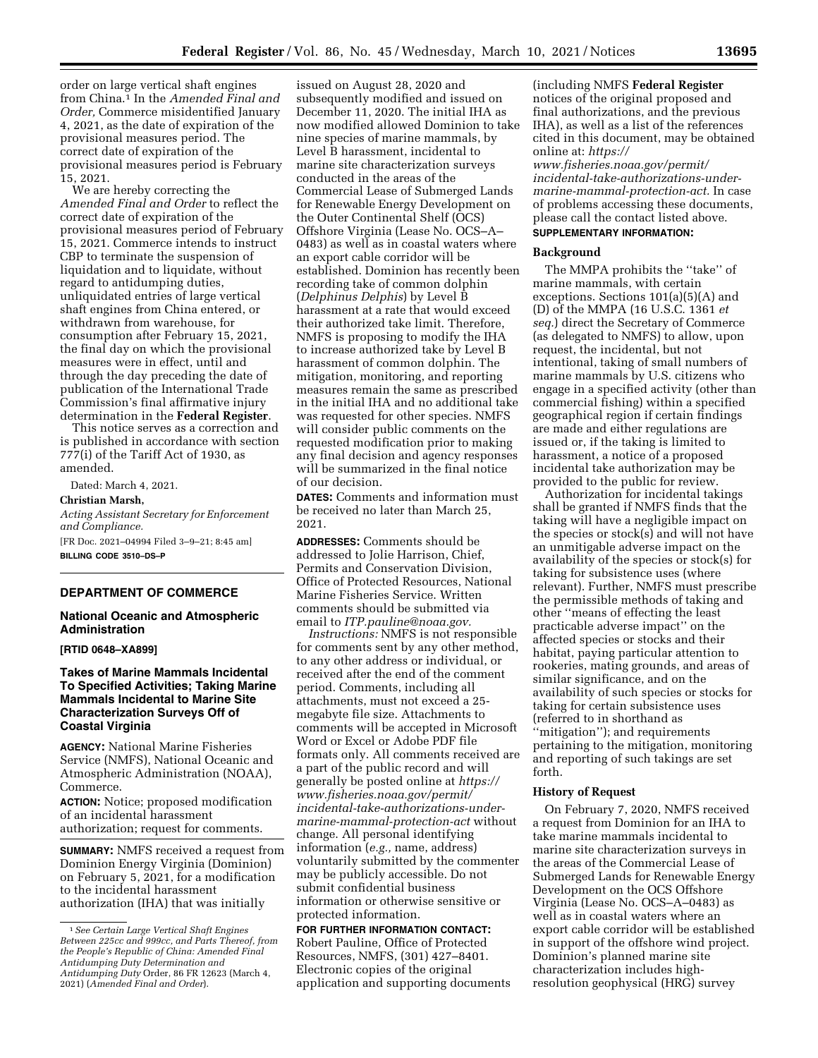order on large vertical shaft engines from China.[1] In the *Amended Final and Order,* Commerce misidentified January 4, 2021, as the date of expiration of the provisional measures period. The correct date of expiration of the provisional measures period is February 15, 2021.

We are hereby correcting the *Amended Final and Order* to reflect the correct date of expiration of the provisional measures period of February 15, 2021. Commerce intends to instruct CBP to terminate the suspension of liquidation and to liquidate, without regard to antidumping duties, unliquidated entries of large vertical shaft engines from China entered, or withdrawn from warehouse, for consumption after February 15, 2021, the final day on which the provisional measures were in effect, until and through the day preceding the date of publication of the International Trade Commission's final affirmative injury determination in the **Federal Register**.

This notice serves as a correction and is published in accordance with section 777(i) of the Tariff Act of 1930, as amended.

Dated: March 4, 2021.

**Christian Marsh,**

*Acting Assistant Secretary for Enforcement and Compliance.*

[FR Doc. 2021–04994 Filed 3–9–21; 8:45 am]

**BILLING CODE 3510–DS–P**

[1] *See Certain Large Vertical Shaft Engines Between 225cc and 999cc, and Parts Thereof, from the People's Republic of China: Amended Final Antidumping Duty Determination and Antidumping Duty* Order, 86 FR 12623 (March 4, 2021) (*Amended Final and Order*).

## DEPARTMENT OF COMMERCE

### National Oceanic and Atmospheric Administration

**[RTID 0648–XA899]**

### Takes of Marine Mammals Incidental To Specified Activities; Taking Marine Mammals Incidental to Marine Site Characterization Surveys Off of Coastal Virginia

**AGENCY:** National Marine Fisheries Service (NMFS), National Oceanic and Atmospheric Administration (NOAA), Commerce.

**ACTION:** Notice; proposed modification of an incidental harassment authorization; request for comments.

**SUMMARY:** NMFS received a request from Dominion Energy Virginia (Dominion) on February 5, 2021, for a modification to the incidental harassment authorization (IHA) that was initially issued on August 28, 2020 and subsequently modified and issued on December 11, 2020. The initial IHA as now modified allowed Dominion to take nine species of marine mammals, by Level B harassment, incidental to marine site characterization surveys conducted in the areas of the Commercial Lease of Submerged Lands for Renewable Energy Development on the Outer Continental Shelf (OCS) Offshore Virginia (Lease No. OCS–A–0483) as well as in coastal waters where an export cable corridor will be established. Dominion has recently been recording take of common dolphin (*Delphinus Delphis*) by Level B harassment at a rate that would exceed their authorized take limit. Therefore, NMFS is proposing to modify the IHA to increase authorized take by Level B harassment of common dolphin. The mitigation, monitoring, and reporting measures remain the same as prescribed in the initial IHA and no additional take was requested for other species. NMFS will consider public comments on the requested modification prior to making any final decision and agency responses will be summarized in the final notice of our decision.

**DATES:** Comments and information must be received no later than March 25, 2021.

**ADDRESSES:** Comments should be addressed to Jolie Harrison, Chief, Permits and Conservation Division, Office of Protected Resources, National Marine Fisheries Service. Written comments should be submitted via email to *ITP.pauline@noaa.gov.*

*Instructions:* NMFS is not responsible for comments sent by any other method, to any other address or individual, or received after the end of the comment period. Comments, including all attachments, must not exceed a 25-megabyte file size. Attachments to comments will be accepted in Microsoft Word or Excel or Adobe PDF file formats only. All comments received are a part of the public record and will generally be posted online at *https://www.fisheries.noaa.gov/permit/incidental-take-authorizations-under-marine-mammal-protection-act* without change. All personal identifying information (*e.g.,* name, address) voluntarily submitted by the commenter may be publicly accessible. Do not submit confidential business information or otherwise sensitive or protected information.

**FOR FURTHER INFORMATION CONTACT:** Robert Pauline, Office of Protected Resources, NMFS, (301) 427–8401. Electronic copies of the original application and supporting documents (including NMFS **Federal Register** notices of the original proposed and final authorizations, and the previous IHA), as well as a list of the references cited in this document, may be obtained online at: *https://www.fisheries.noaa.gov/permit/incidental-take-authorizations-under-marine-mammal-protection-act.* In case of problems accessing these documents, please call the contact listed above.

**SUPPLEMENTARY INFORMATION:**

#### Background

The MMPA prohibits the ''take'' of marine mammals, with certain exceptions. Sections 101(a)(5)(A) and (D) of the MMPA (16 U.S.C. 1361 *et seq.*) direct the Secretary of Commerce (as delegated to NMFS) to allow, upon request, the incidental, but not intentional, taking of small numbers of marine mammals by U.S. citizens who engage in a specified activity (other than commercial fishing) within a specified geographical region if certain findings are made and either regulations are issued or, if the taking is limited to harassment, a notice of a proposed incidental take authorization may be provided to the public for review.

Authorization for incidental takings shall be granted if NMFS finds that the taking will have a negligible impact on the species or stock(s) and will not have an unmitigable adverse impact on the availability of the species or stock(s) for taking for subsistence uses (where relevant). Further, NMFS must prescribe the permissible methods of taking and other ''means of effecting the least practicable adverse impact'' on the affected species or stocks and their habitat, paying particular attention to rookeries, mating grounds, and areas of similar significance, and on the availability of such species or stocks for taking for certain subsistence uses (referred to in shorthand as ''mitigation''); and requirements pertaining to the mitigation, monitoring and reporting of such takings are set forth.

#### History of Request

On February 7, 2020, NMFS received a request from Dominion for an IHA to take marine mammals incidental to marine site characterization surveys in the areas of the Commercial Lease of Submerged Lands for Renewable Energy Development on the OCS Offshore Virginia (Lease No. OCS–A–0483) as well as in coastal waters where an export cable corridor will be established in support of the offshore wind project. Dominion's planned marine site characterization includes high-resolution geophysical (HRG) survey